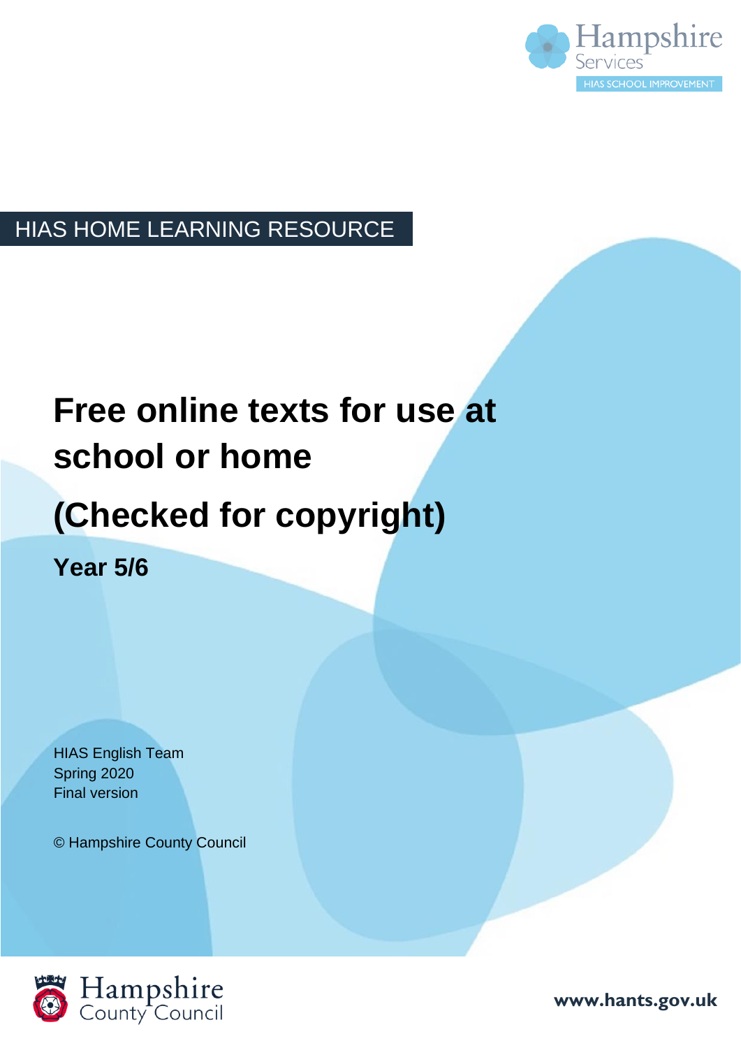HIAS HOME LEARNING RESOURCE

# Free online texts for use at school or home

# (Checked for copyright)

## Year 5/6

HIAS English Team
Spring 2020
Final version

© Hampshire County Council

www.hants.gov.uk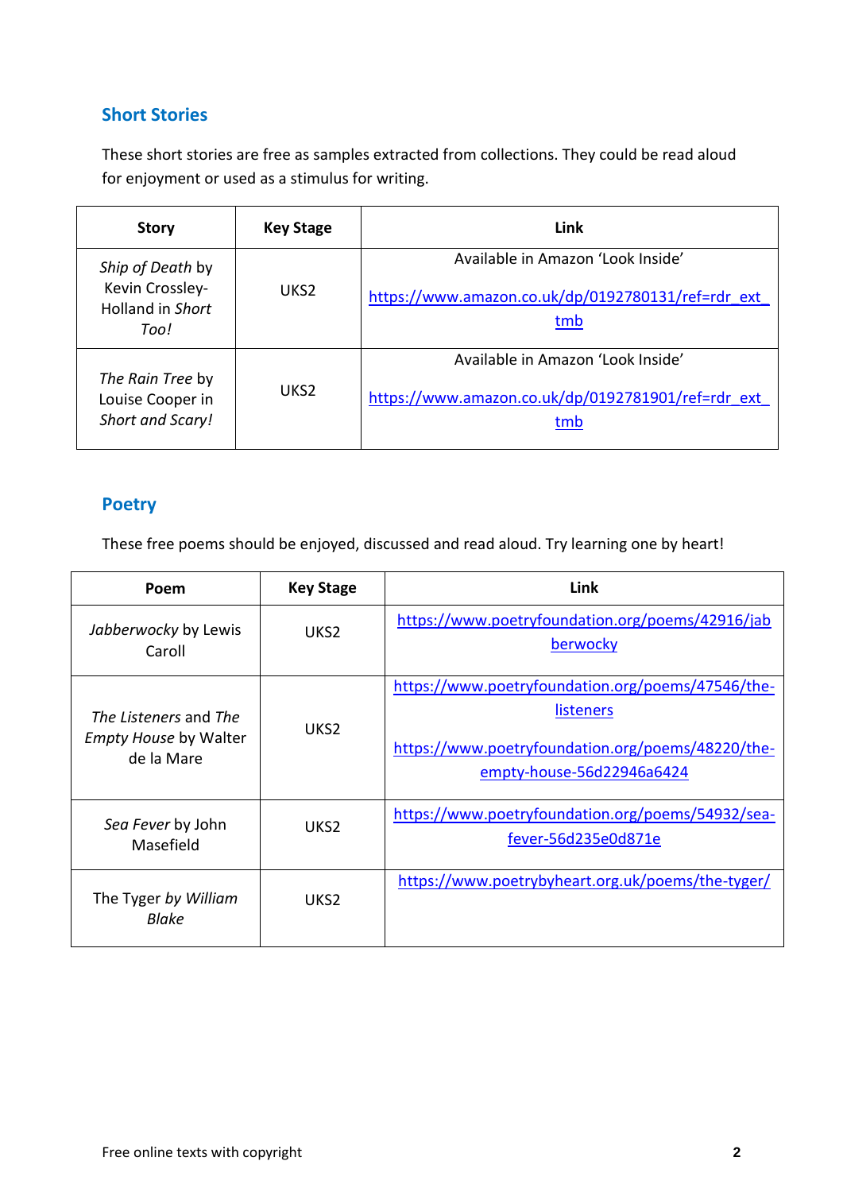## Short Stories

These short stories are free as samples extracted from collections. They could be read aloud for enjoyment or used as a stimulus for writing.

| Story | Key Stage | Link |
| --- | --- | --- |
| *Ship of Death* by Kevin Crossley-Holland in *Short Too!* | UKS2 | Available in Amazon 'Look Inside' https://www.amazon.co.uk/dp/0192780131/ref=rdr_ext_tmb |
| *The Rain Tree* by Louise Cooper in *Short and Scary!* | UKS2 | Available in Amazon 'Look Inside' https://www.amazon.co.uk/dp/0192781901/ref=rdr_ext_tmb |

## Poetry

These free poems should be enjoyed, discussed and read aloud. Try learning one by heart!

| Poem | Key Stage | Link |
| --- | --- | --- |
| *Jabberwocky* by Lewis Caroll | UKS2 | https://www.poetryfoundation.org/poems/42916/jabberwocky |
| *The Listeners* and *The Empty House* by Walter de la Mare | UKS2 | https://www.poetryfoundation.org/poems/47546/the-listeners https://www.poetryfoundation.org/poems/48220/the-empty-house-56d22946a6424 |
| *Sea Fever* by John Masefield | UKS2 | https://www.poetryfoundation.org/poems/54932/sea-fever-56d235e0d871e |
| The Tyger *by William Blake* | UKS2 | https://www.poetrybyheart.org.uk/poems/the-tyger/ |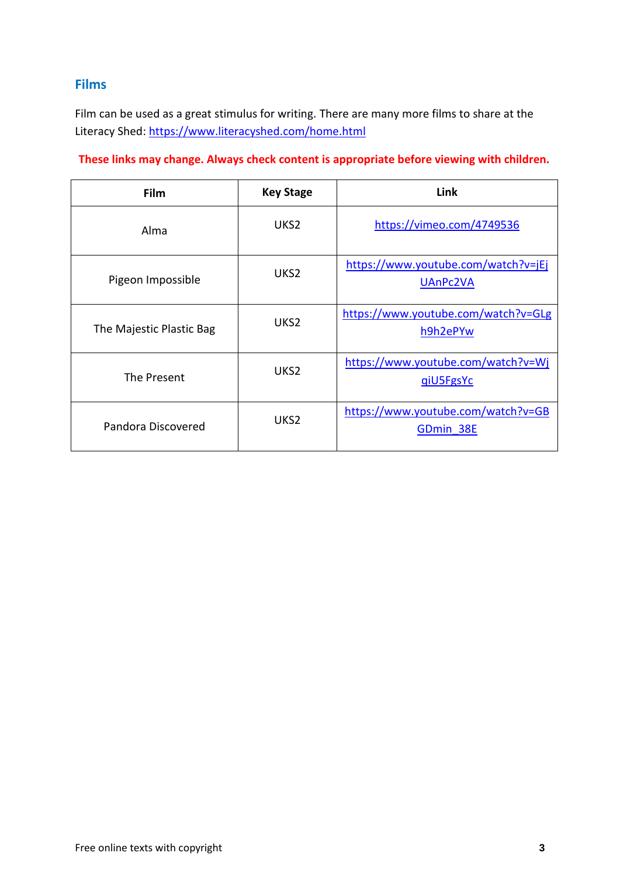## Films

Film can be used as a great stimulus for writing. There are many more films to share at the Literacy Shed: https://www.literacyshed.com/home.html

**These links may change. Always check content is appropriate before viewing with children.**

| Film | Key Stage | Link |
|---|---|---|
| Alma | UKS2 | https://vimeo.com/4749536 |
| Pigeon Impossible | UKS2 | https://www.youtube.com/watch?v=jEjUAnPc2VA |
| The Majestic Plastic Bag | UKS2 | https://www.youtube.com/watch?v=GLgh9h2ePYw |
| The Present | UKS2 | https://www.youtube.com/watch?v=WjqiU5FgsYc |
| Pandora Discovered | UKS2 | https://www.youtube.com/watch?v=GBGDmin_38E |

Free online texts with copyright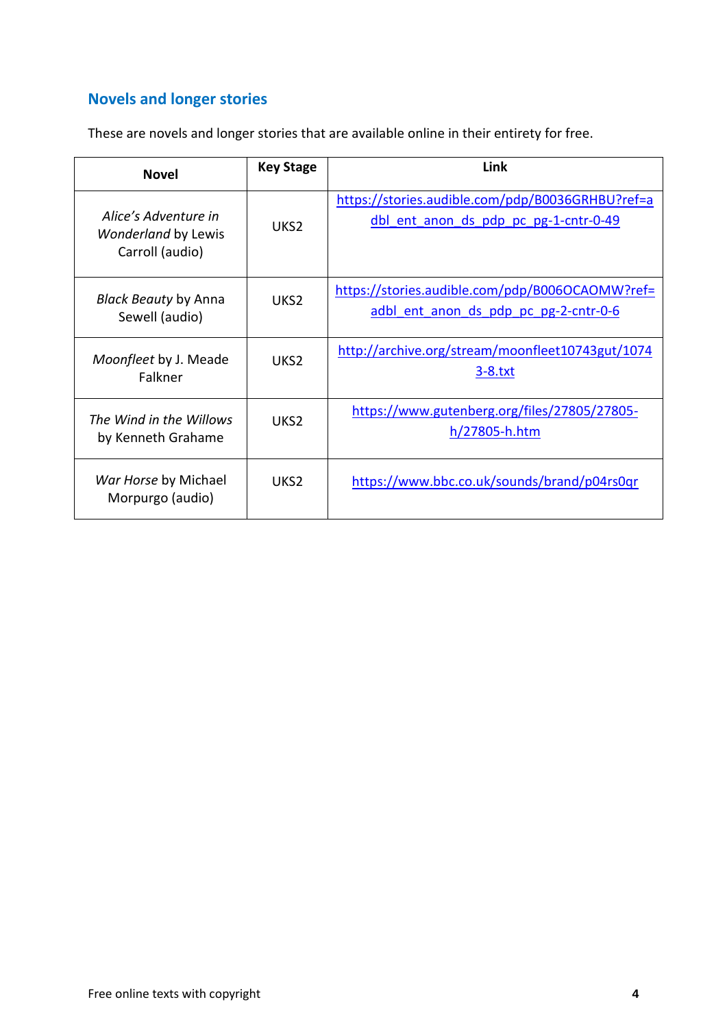## Novels and longer stories

These are novels and longer stories that are available online in their entirety for free.

| Novel | Key Stage | Link |
|---|---|---|
| *Alice's Adventure in Wonderland* by Lewis Carroll (audio) | UKS2 | https://stories.audible.com/pdp/B0036GRHBU?ref=adbl_ent_anon_ds_pdp_pc_pg-1-cntr-0-49 |
| *Black Beauty* by Anna Sewell (audio) | UKS2 | https://stories.audible.com/pdp/B006OCAOMW?ref=adbl_ent_anon_ds_pdp_pc_pg-2-cntr-0-6 |
| *Moonfleet* by J. Meade Falkner | UKS2 | http://archive.org/stream/moonfleet10743gut/10743-8.txt |
| *The Wind in the Willows* by Kenneth Grahame | UKS2 | https://www.gutenberg.org/files/27805/27805-h/27805-h.htm |
| *War Horse* by Michael Morpurgo (audio) | UKS2 | https://www.bbc.co.uk/sounds/brand/p04rs0qr |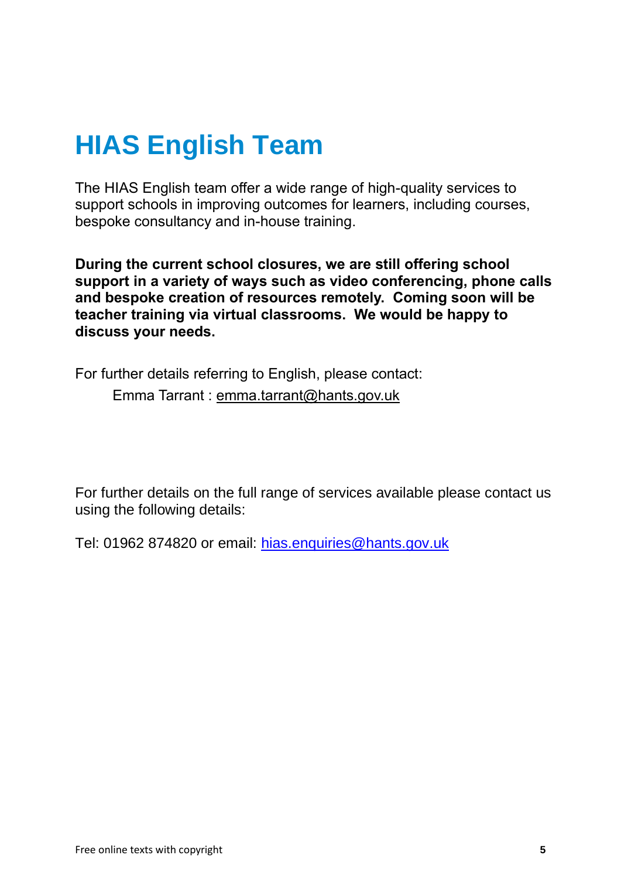# HIAS English Team

The HIAS English team offer a wide range of high-quality services to support schools in improving outcomes for learners, including courses, bespoke consultancy and in-house training.

**During the current school closures, we are still offering school support in a variety of ways such as video conferencing, phone calls and bespoke creation of resources remotely. Coming soon will be teacher training via virtual classrooms. We would be happy to discuss your needs.**

For further details referring to English, please contact:

Emma Tarrant : emma.tarrant@hants.gov.uk

For further details on the full range of services available please contact us using the following details:

Tel: 01962 874820 or email: hias.enquiries@hants.gov.uk